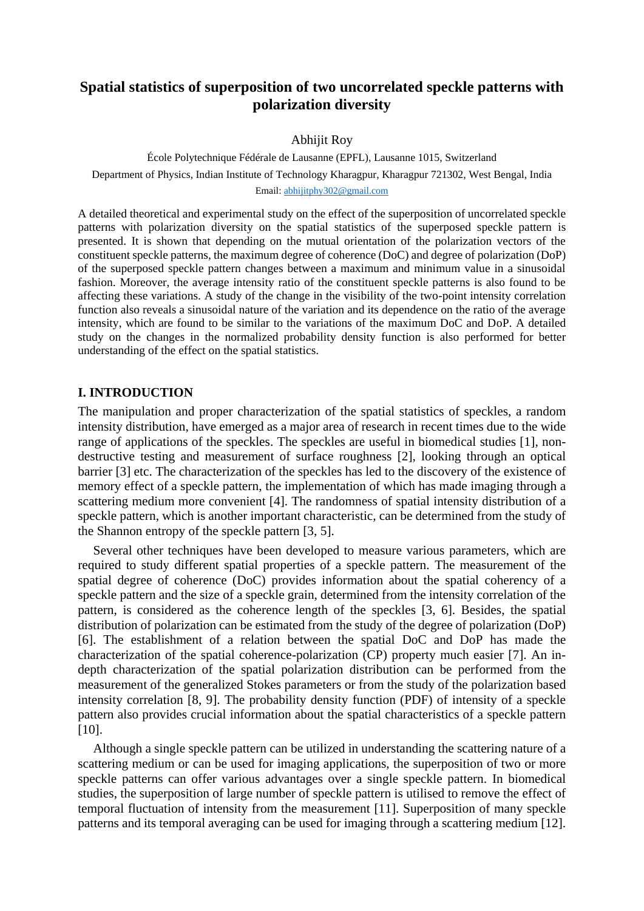# Spatial statistics of superposition of two uncorrelated speckle patterns with polarization diversity

Abhijit Roy

École Polytechnique Fédérale de Lausanne (EPFL), Lausanne 1015, Switzerland

Department of Physics, Indian Institute of Technology Kharagpur, Kharagpur 721302, West Bengal, India

Email: abhijitphy302@gmail.com

A detailed theoretical and experimental study on the effect of the superposition of uncorrelated speckle patterns with polarization diversity on the spatial statistics of the superposed speckle pattern is presented. It is shown that depending on the mutual orientation of the polarization vectors of the constituent speckle patterns, the maximum degree of coherence (DoC) and degree of polarization (DoP) of the superposed speckle pattern changes between a maximum and minimum value in a sinusoidal fashion. Moreover, the average intensity ratio of the constituent speckle patterns is also found to be affecting these variations. A study of the change in the visibility of the two-point intensity correlation function also reveals a sinusoidal nature of the variation and its dependence on the ratio of the average intensity, which are found to be similar to the variations of the maximum DoC and DoP. A detailed study on the changes in the normalized probability density function is also performed for better understanding of the effect on the spatial statistics.

## I. INTRODUCTION

The manipulation and proper characterization of the spatial statistics of speckles, a random intensity distribution, have emerged as a major area of research in recent times due to the wide range of applications of the speckles. The speckles are useful in biomedical studies [1], non-destructive testing and measurement of surface roughness [2], looking through an optical barrier [3] etc. The characterization of the speckles has led to the discovery of the existence of memory effect of a speckle pattern, the implementation of which has made imaging through a scattering medium more convenient [4]. The randomness of spatial intensity distribution of a speckle pattern, which is another important characteristic, can be determined from the study of the Shannon entropy of the speckle pattern [3, 5].

Several other techniques have been developed to measure various parameters, which are required to study different spatial properties of a speckle pattern. The measurement of the spatial degree of coherence (DoC) provides information about the spatial coherency of a speckle pattern and the size of a speckle grain, determined from the intensity correlation of the pattern, is considered as the coherence length of the speckles [3, 6]. Besides, the spatial distribution of polarization can be estimated from the study of the degree of polarization (DoP) [6]. The establishment of a relation between the spatial DoC and DoP has made the characterization of the spatial coherence-polarization (CP) property much easier [7]. An in-depth characterization of the spatial polarization distribution can be performed from the measurement of the generalized Stokes parameters or from the study of the polarization based intensity correlation [8, 9]. The probability density function (PDF) of intensity of a speckle pattern also provides crucial information about the spatial characteristics of a speckle pattern [10].

Although a single speckle pattern can be utilized in understanding the scattering nature of a scattering medium or can be used for imaging applications, the superposition of two or more speckle patterns can offer various advantages over a single speckle pattern. In biomedical studies, the superposition of large number of speckle pattern is utilised to remove the effect of temporal fluctuation of intensity from the measurement [11]. Superposition of many speckle patterns and its temporal averaging can be used for imaging through a scattering medium [12].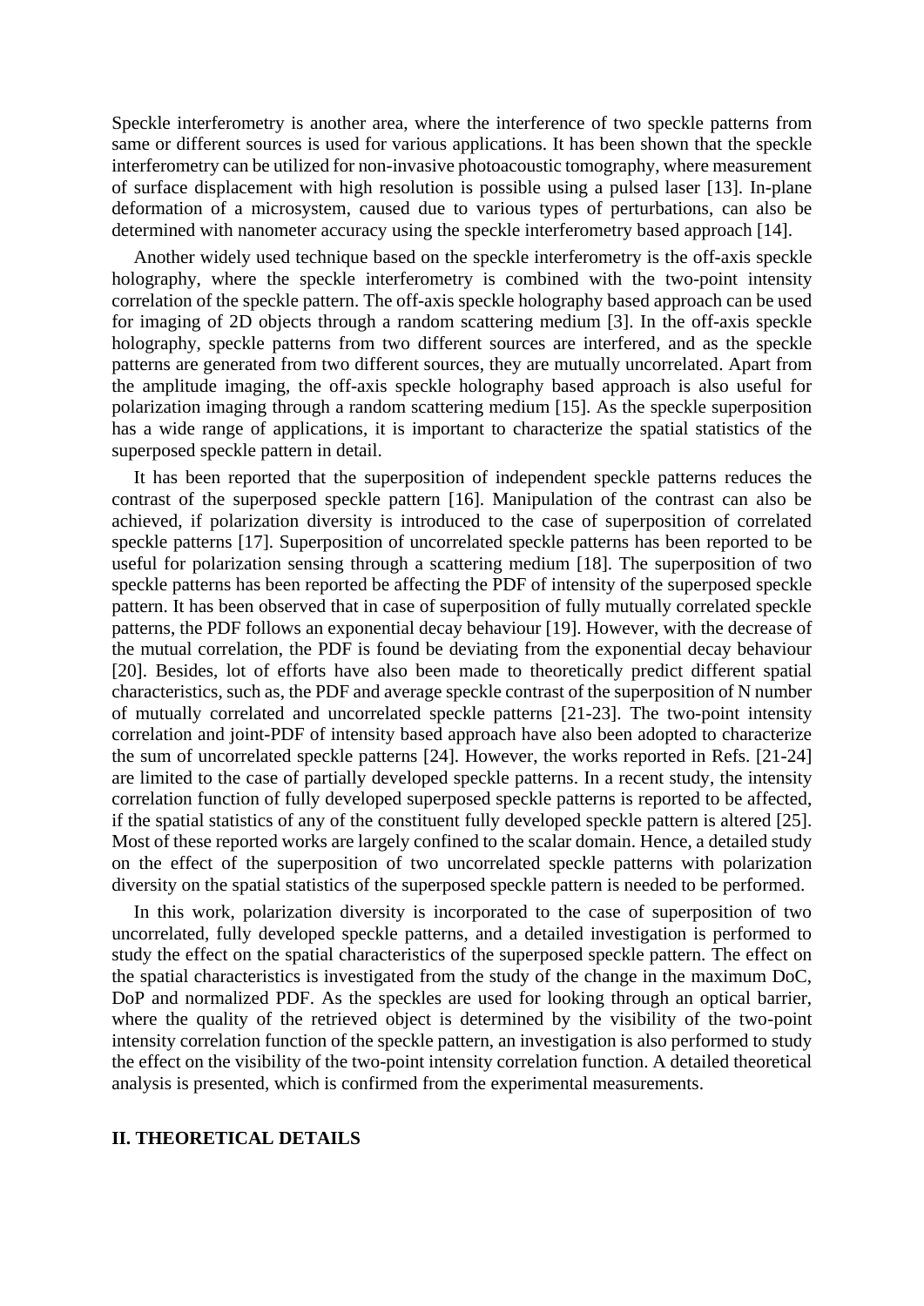Speckle interferometry is another area, where the interference of two speckle patterns from same or different sources is used for various applications. It has been shown that the speckle interferometry can be utilized for non-invasive photoacoustic tomography, where measurement of surface displacement with high resolution is possible using a pulsed laser [13]. In-plane deformation of a microsystem, caused due to various types of perturbations, can also be determined with nanometer accuracy using the speckle interferometry based approach [14].

Another widely used technique based on the speckle interferometry is the off-axis speckle holography, where the speckle interferometry is combined with the two-point intensity correlation of the speckle pattern. The off-axis speckle holography based approach can be used for imaging of 2D objects through a random scattering medium [3]. In the off-axis speckle holography, speckle patterns from two different sources are interfered, and as the speckle patterns are generated from two different sources, they are mutually uncorrelated. Apart from the amplitude imaging, the off-axis speckle holography based approach is also useful for polarization imaging through a random scattering medium [15]. As the speckle superposition has a wide range of applications, it is important to characterize the spatial statistics of the superposed speckle pattern in detail.

It has been reported that the superposition of independent speckle patterns reduces the contrast of the superposed speckle pattern [16]. Manipulation of the contrast can also be achieved, if polarization diversity is introduced to the case of superposition of correlated speckle patterns [17]. Superposition of uncorrelated speckle patterns has been reported to be useful for polarization sensing through a scattering medium [18]. The superposition of two speckle patterns has been reported be affecting the PDF of intensity of the superposed speckle pattern. It has been observed that in case of superposition of fully mutually correlated speckle patterns, the PDF follows an exponential decay behaviour [19]. However, with the decrease of the mutual correlation, the PDF is found be deviating from the exponential decay behaviour [20]. Besides, lot of efforts have also been made to theoretically predict different spatial characteristics, such as, the PDF and average speckle contrast of the superposition of N number of mutually correlated and uncorrelated speckle patterns [21-23]. The two-point intensity correlation and joint-PDF of intensity based approach have also been adopted to characterize the sum of uncorrelated speckle patterns [24]. However, the works reported in Refs. [21-24] are limited to the case of partially developed speckle patterns. In a recent study, the intensity correlation function of fully developed superposed speckle patterns is reported to be affected, if the spatial statistics of any of the constituent fully developed speckle pattern is altered [25]. Most of these reported works are largely confined to the scalar domain. Hence, a detailed study on the effect of the superposition of two uncorrelated speckle patterns with polarization diversity on the spatial statistics of the superposed speckle pattern is needed to be performed.

In this work, polarization diversity is incorporated to the case of superposition of two uncorrelated, fully developed speckle patterns, and a detailed investigation is performed to study the effect on the spatial characteristics of the superposed speckle pattern. The effect on the spatial characteristics is investigated from the study of the change in the maximum DoC, DoP and normalized PDF. As the speckles are used for looking through an optical barrier, where the quality of the retrieved object is determined by the visibility of the two-point intensity correlation function of the speckle pattern, an investigation is also performed to study the effect on the visibility of the two-point intensity correlation function. A detailed theoretical analysis is presented, which is confirmed from the experimental measurements.

## II. THEORETICAL DETAILS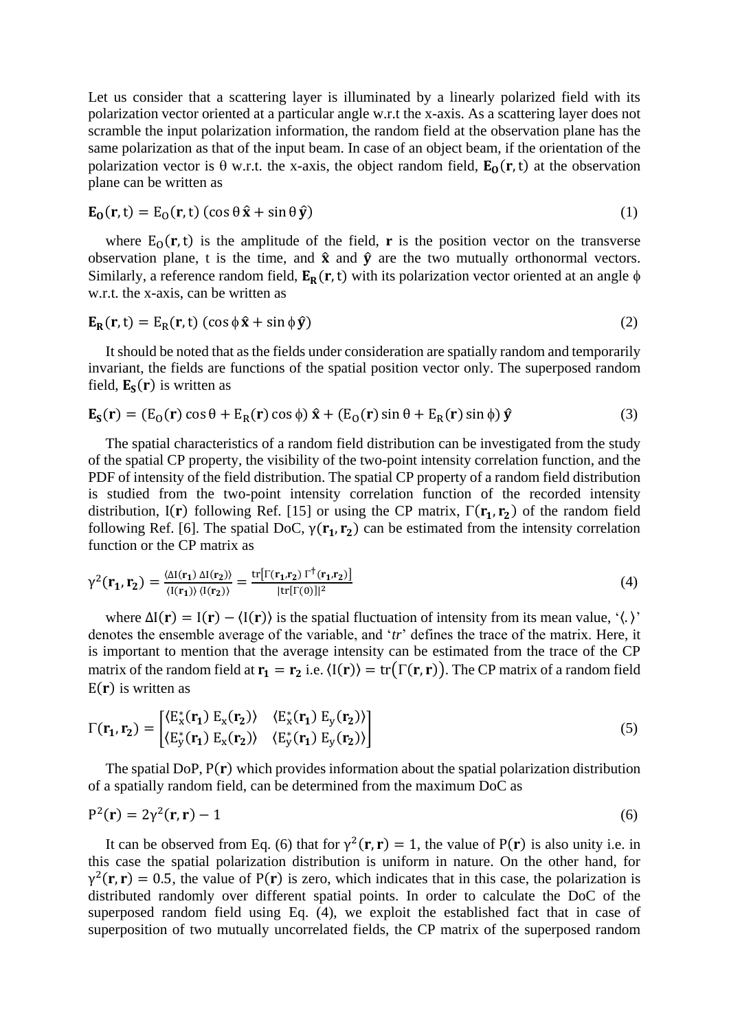Let us consider that a scattering layer is illuminated by a linearly polarized field with its polarization vector oriented at a particular angle w.r.t the x-axis. As a scattering layer does not scramble the input polarization information, the random field at the observation plane has the same polarization as that of the input beam. In case of an object beam, if the orientation of the polarization vector is θ w.r.t. the x-axis, the object random field, $\mathbf{E_O}(\mathbf{r}, t)$ at the observation plane can be written as

$$\mathbf{E_O}(\mathbf{r}, t) = E_O(\mathbf{r}, t)\,(\cos\theta\,\hat{\mathbf{x}} + \sin\theta\,\hat{\mathbf{y}}) \tag{1}$$

where $E_O(\mathbf{r}, t)$ is the amplitude of the field, $\mathbf{r}$ is the position vector on the transverse observation plane, t is the time, and $\hat{\mathbf{x}}$ and $\hat{\mathbf{y}}$ are the two mutually orthonormal vectors. Similarly, a reference random field, $\mathbf{E_R}(\mathbf{r}, t)$ with its polarization vector oriented at an angle $\phi$ w.r.t. the x-axis, can be written as

$$\mathbf{E_R}(\mathbf{r}, t) = E_R(\mathbf{r}, t)\,(\cos\phi\,\hat{\mathbf{x}} + \sin\phi\,\hat{\mathbf{y}}) \tag{2}$$

It should be noted that as the fields under consideration are spatially random and temporarily invariant, the fields are functions of the spatial position vector only. The superposed random field, $\mathbf{E_S}(\mathbf{r})$ is written as

$$\mathbf{E_S}(\mathbf{r}) = (E_O(\mathbf{r})\cos\theta + E_R(\mathbf{r})\cos\phi)\,\hat{\mathbf{x}} + (E_O(\mathbf{r})\sin\theta + E_R(\mathbf{r})\sin\phi)\,\hat{\mathbf{y}} \tag{3}$$

The spatial characteristics of a random field distribution can be investigated from the study of the spatial CP property, the visibility of the two-point intensity correlation function, and the PDF of intensity of the field distribution. The spatial CP property of a random field distribution is studied from the two-point intensity correlation function of the recorded intensity distribution, $I(\mathbf{r})$ following Ref. [15] or using the CP matrix, $\Gamma(\mathbf{r_1}, \mathbf{r_2})$ of the random field following Ref. [6]. The spatial DoC, $\gamma(\mathbf{r_1}, \mathbf{r_2})$ can be estimated from the intensity correlation function or the CP matrix as

$$\gamma^2(\mathbf{r_1}, \mathbf{r_2}) = \frac{\langle \Delta I(\mathbf{r_1})\, \Delta I(\mathbf{r_2})\rangle}{\langle I(\mathbf{r_1})\rangle\, \langle I(\mathbf{r_2})\rangle} = \frac{\mathrm{tr}\left[\Gamma(\mathbf{r_1}, \mathbf{r_2})\, \Gamma^{\dagger}(\mathbf{r_1}, \mathbf{r_2})\right]}{|\mathrm{tr}[\Gamma(0)]|^2} \tag{4}$$

where $\Delta I(\mathbf{r}) = I(\mathbf{r}) - \langle I(\mathbf{r})\rangle$ is the spatial fluctuation of intensity from its mean value, '$\langle . \rangle$' denotes the ensemble average of the variable, and '*tr*' defines the trace of the matrix. Here, it is important to mention that the average intensity can be estimated from the trace of the CP matrix of the random field at $\mathbf{r_1} = \mathbf{r_2}$ i.e. $\langle I(\mathbf{r})\rangle = \mathrm{tr}\big(\Gamma(\mathbf{r}, \mathbf{r})\big)$. The CP matrix of a random field $E(\mathbf{r})$ is written as

$$\Gamma(\mathbf{r_1}, \mathbf{r_2}) = \begin{bmatrix} \langle E_x^*(\mathbf{r_1})\, E_x(\mathbf{r_2})\rangle & \langle E_x^*(\mathbf{r_1})\, E_y(\mathbf{r_2})\rangle \\ \langle E_y^*(\mathbf{r_1})\, E_x(\mathbf{r_2})\rangle & \langle E_y^*(\mathbf{r_1})\, E_y(\mathbf{r_2})\rangle \end{bmatrix} \tag{5}$$

The spatial DoP, $P(\mathbf{r})$ which provides information about the spatial polarization distribution of a spatially random field, can be determined from the maximum DoC as

$$P^2(\mathbf{r}) = 2\gamma^2(\mathbf{r}, \mathbf{r}) - 1 \tag{6}$$

It can be observed from Eq. (6) that for $\gamma^2(\mathbf{r}, \mathbf{r}) = 1$, the value of $P(\mathbf{r})$ is also unity i.e. in this case the spatial polarization distribution is uniform in nature. On the other hand, for $\gamma^2(\mathbf{r}, \mathbf{r}) = 0.5$, the value of $P(\mathbf{r})$ is zero, which indicates that in this case, the polarization is distributed randomly over different spatial points. In order to calculate the DoC of the superposed random field using Eq. (4), we exploit the established fact that in case of superposition of two mutually uncorrelated fields, the CP matrix of the superposed random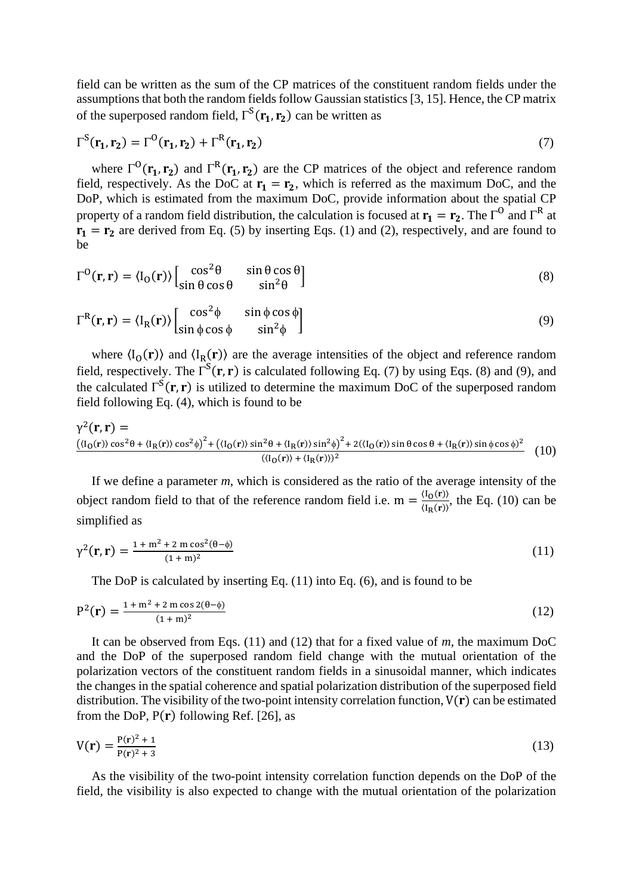field can be written as the sum of the CP matrices of the constituent random fields under the assumptions that both the random fields follow Gaussian statistics [3, 15]. Hence, the CP matrix of the superposed random field, $\Gamma^{S}(\mathbf{r_1}, \mathbf{r_2})$ can be written as

$$\Gamma^{S}(\mathbf{r_1}, \mathbf{r_2}) = \Gamma^{O}(\mathbf{r_1}, \mathbf{r_2}) + \Gamma^{R}(\mathbf{r_1}, \mathbf{r_2}) \tag{7}$$

where $\Gamma^{O}(\mathbf{r_1}, \mathbf{r_2})$ and $\Gamma^{R}(\mathbf{r_1}, \mathbf{r_2})$ are the CP matrices of the object and reference random field, respectively. As the DoC at $\mathbf{r_1} = \mathbf{r_2}$, which is referred as the maximum DoC, and the DoP, which is estimated from the maximum DoC, provide information about the spatial CP property of a random field distribution, the calculation is focused at $\mathbf{r_1} = \mathbf{r_2}$. The $\Gamma^{O}$ and $\Gamma^{R}$ at $\mathbf{r_1} = \mathbf{r_2}$ are derived from Eq. (5) by inserting Eqs. (1) and (2), respectively, and are found to be

$$\Gamma^{O}(\mathbf{r}, \mathbf{r}) = \langle I_O(\mathbf{r}) \rangle \begin{bmatrix} \cos^2\theta & \sin\theta\cos\theta \\ \sin\theta\cos\theta & \sin^2\theta \end{bmatrix} \tag{8}$$

$$\Gamma^{R}(\mathbf{r}, \mathbf{r}) = \langle I_R(\mathbf{r}) \rangle \begin{bmatrix} \cos^2\phi & \sin\phi\cos\phi \\ \sin\phi\cos\phi & \sin^2\phi \end{bmatrix} \tag{9}$$

where $\langle I_O(\mathbf{r}) \rangle$ and $\langle I_R(\mathbf{r}) \rangle$ are the average intensities of the object and reference random field, respectively. The $\Gamma^{S}(\mathbf{r}, \mathbf{r})$ is calculated following Eq. (7) by using Eqs. (8) and (9), and the calculated $\Gamma^{S}(\mathbf{r}, \mathbf{r})$ is utilized to determine the maximum DoC of the superposed random field following Eq. (4), which is found to be

$$\gamma^2(\mathbf{r}, \mathbf{r}) = \frac{\left(\langle I_O(\mathbf{r}) \rangle \cos^2\theta + \langle I_R(\mathbf{r}) \rangle \cos^2\phi\right)^2 + \left(\langle I_O(\mathbf{r}) \rangle \sin^2\theta + \langle I_R(\mathbf{r}) \rangle \sin^2\phi\right)^2 + 2\left(\langle I_O(\mathbf{r}) \rangle \sin\theta\cos\theta + \langle I_R(\mathbf{r}) \rangle \sin\phi\cos\phi\right)^2}{\left(\langle I_O(\mathbf{r}) \rangle + \langle I_R(\mathbf{r}) \rangle\right)^2} \tag{10}$$

If we define a parameter *m*, which is considered as the ratio of the average intensity of the object random field to that of the reference random field i.e. $m = \frac{\langle I_O(\mathbf{r}) \rangle}{\langle I_R(\mathbf{r}) \rangle}$, the Eq. (10) can be simplified as

$$\gamma^2(\mathbf{r}, \mathbf{r}) = \frac{1 + m^2 + 2\,m\cos^2(\theta - \phi)}{(1 + m)^2} \tag{11}$$

The DoP is calculated by inserting Eq. (11) into Eq. (6), and is found to be

$$P^2(\mathbf{r}) = \frac{1 + m^2 + 2\,m\cos 2(\theta - \phi)}{(1 + m)^2} \tag{12}$$

It can be observed from Eqs. (11) and (12) that for a fixed value of *m*, the maximum DoC and the DoP of the superposed random field change with the mutual orientation of the polarization vectors of the constituent random fields in a sinusoidal manner, which indicates the changes in the spatial coherence and spatial polarization distribution of the superposed field distribution. The visibility of the two-point intensity correlation function, $V(\mathbf{r})$ can be estimated from the DoP, $P(\mathbf{r})$ following Ref. [26], as

$$V(\mathbf{r}) = \frac{P(\mathbf{r})^2 + 1}{P(\mathbf{r})^2 + 3} \tag{13}$$

As the visibility of the two-point intensity correlation function depends on the DoP of the field, the visibility is also expected to change with the mutual orientation of the polarization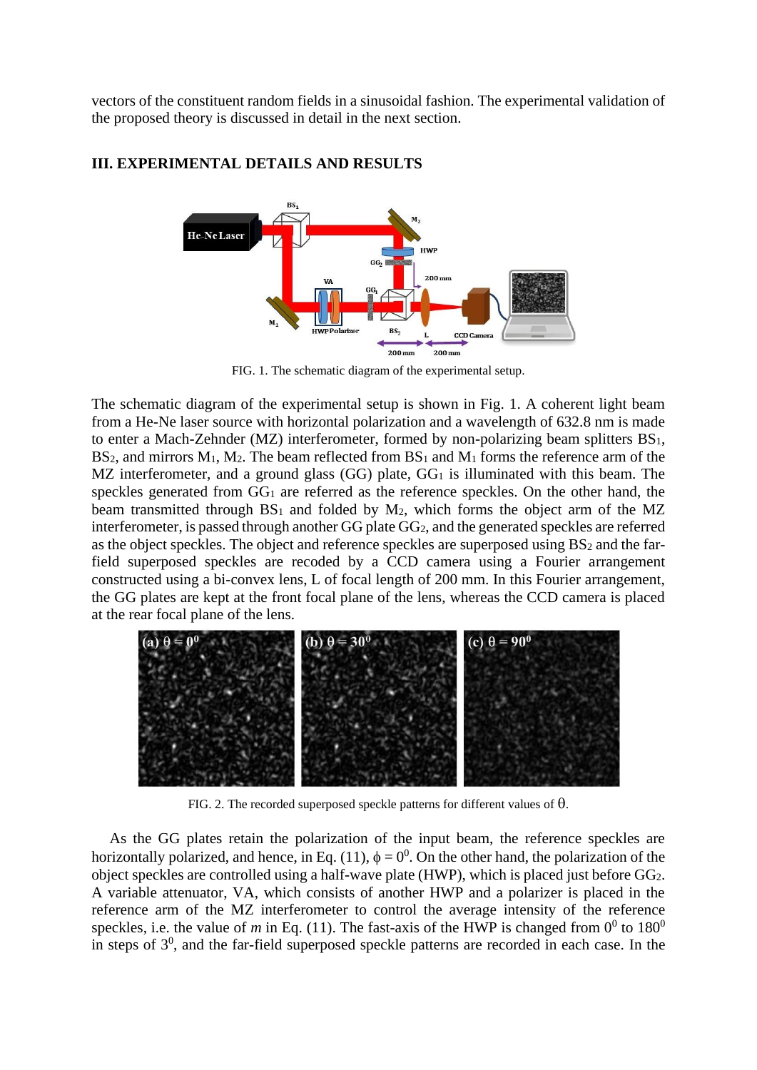vectors of the constituent random fields in a sinusoidal fashion. The experimental validation of the proposed theory is discussed in detail in the next section.

## III. EXPERIMENTAL DETAILS AND RESULTS

FIG. 1. The schematic diagram of the experimental setup.

The schematic diagram of the experimental setup is shown in Fig. 1. A coherent light beam from a He-Ne laser source with horizontal polarization and a wavelength of 632.8 nm is made to enter a Mach-Zehnder (MZ) interferometer, formed by non-polarizing beam splitters $BS_1$, $BS_2$, and mirrors $M_1$, $M_2$. The beam reflected from $BS_1$ and $M_1$ forms the reference arm of the MZ interferometer, and a ground glass (GG) plate, $GG_1$ is illuminated with this beam. The speckles generated from $GG_1$ are referred as the reference speckles. On the other hand, the beam transmitted through $BS_1$ and folded by $M_2$, which forms the object arm of the MZ interferometer, is passed through another GG plate $GG_2$, and the generated speckles are referred as the object speckles. The object and reference speckles are superposed using $BS_2$ and the far-field superposed speckles are recoded by a CCD camera using a Fourier arrangement constructed using a bi-convex lens, L of focal length of 200 mm. In this Fourier arrangement, the GG plates are kept at the front focal plane of the lens, whereas the CCD camera is placed at the rear focal plane of the lens.

FIG. 2. The recorded superposed speckle patterns for different values of $\theta$.

As the GG plates retain the polarization of the input beam, the reference speckles are horizontally polarized, and hence, in Eq. (11), $\phi = 0^0$. On the other hand, the polarization of the object speckles are controlled using a half-wave plate (HWP), which is placed just before $GG_2$. A variable attenuator, VA, which consists of another HWP and a polarizer is placed in the reference arm of the MZ interferometer to control the average intensity of the reference speckles, i.e. the value of *m* in Eq. (11). The fast-axis of the HWP is changed from $0^0$ to $180^0$ in steps of $3^0$, and the far-field superposed speckle patterns are recorded in each case. In the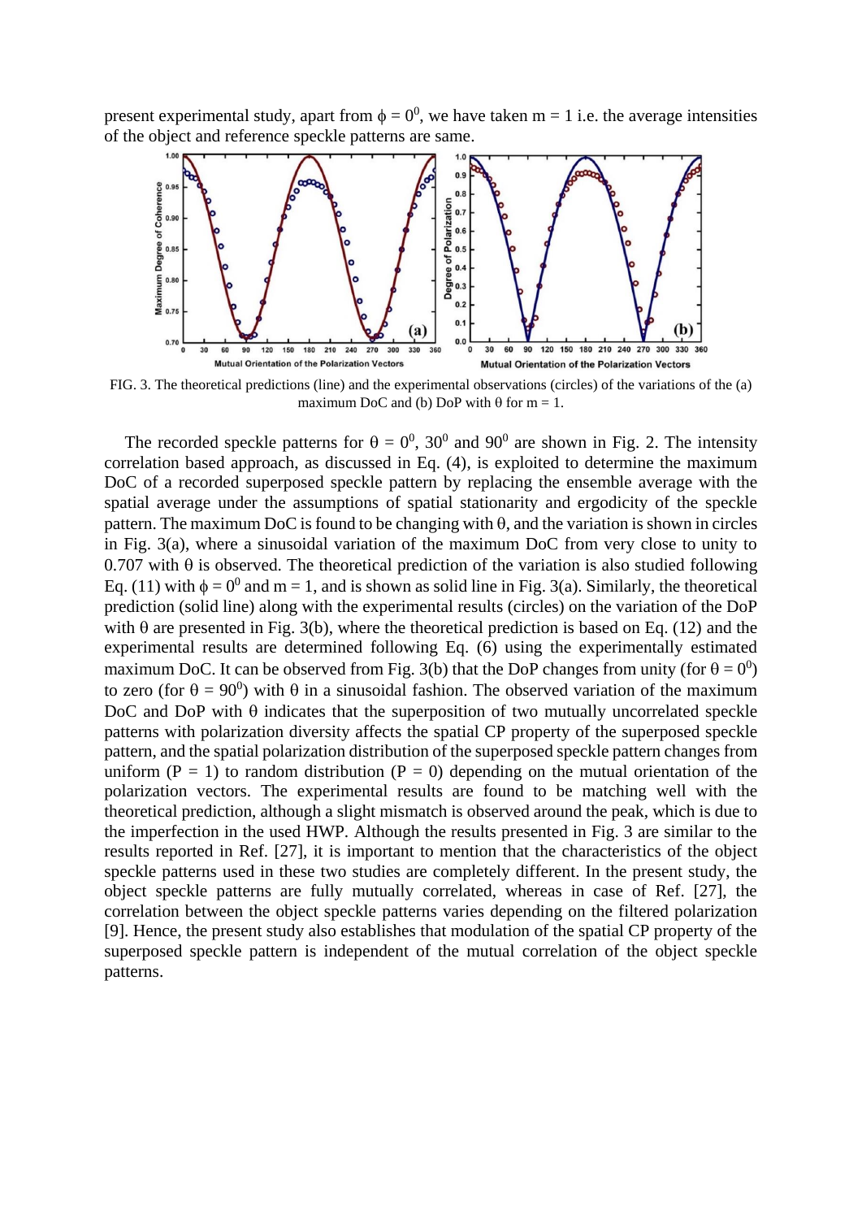present experimental study, apart from $\phi = 0^0$, we have taken m = 1 i.e. the average intensities of the object and reference speckle patterns are same.

FIG. 3. The theoretical predictions (line) and the experimental observations (circles) of the variations of the (a) maximum DoC and (b) DoP with $\theta$ for m = 1.

The recorded speckle patterns for $\theta = 0^0$, $30^0$ and $90^0$ are shown in Fig. 2. The intensity correlation based approach, as discussed in Eq. (4), is exploited to determine the maximum DoC of a recorded superposed speckle pattern by replacing the ensemble average with the spatial average under the assumptions of spatial stationarity and ergodicity of the speckle pattern. The maximum DoC is found to be changing with $\theta$, and the variation is shown in circles in Fig. 3(a), where a sinusoidal variation of the maximum DoC from very close to unity to 0.707 with $\theta$ is observed. The theoretical prediction of the variation is also studied following Eq. (11) with $\phi = 0^0$ and m = 1, and is shown as solid line in Fig. 3(a). Similarly, the theoretical prediction (solid line) along with the experimental results (circles) on the variation of the DoP with $\theta$ are presented in Fig. 3(b), where the theoretical prediction is based on Eq. (12) and the experimental results are determined following Eq. (6) using the experimentally estimated maximum DoC. It can be observed from Fig. 3(b) that the DoP changes from unity (for $\theta = 0^0$) to zero (for $\theta = 90^0$) with $\theta$ in a sinusoidal fashion. The observed variation of the maximum DoC and DoP with $\theta$ indicates that the superposition of two mutually uncorrelated speckle patterns with polarization diversity affects the spatial CP property of the superposed speckle pattern, and the spatial polarization distribution of the superposed speckle pattern changes from uniform (P = 1) to random distribution (P = 0) depending on the mutual orientation of the polarization vectors. The experimental results are found to be matching well with the theoretical prediction, although a slight mismatch is observed around the peak, which is due to the imperfection in the used HWP. Although the results presented in Fig. 3 are similar to the results reported in Ref. [27], it is important to mention that the characteristics of the object speckle patterns used in these two studies are completely different. In the present study, the object speckle patterns are fully mutually correlated, whereas in case of Ref. [27], the correlation between the object speckle patterns varies depending on the filtered polarization [9]. Hence, the present study also establishes that modulation of the spatial CP property of the superposed speckle pattern is independent of the mutual correlation of the object speckle patterns.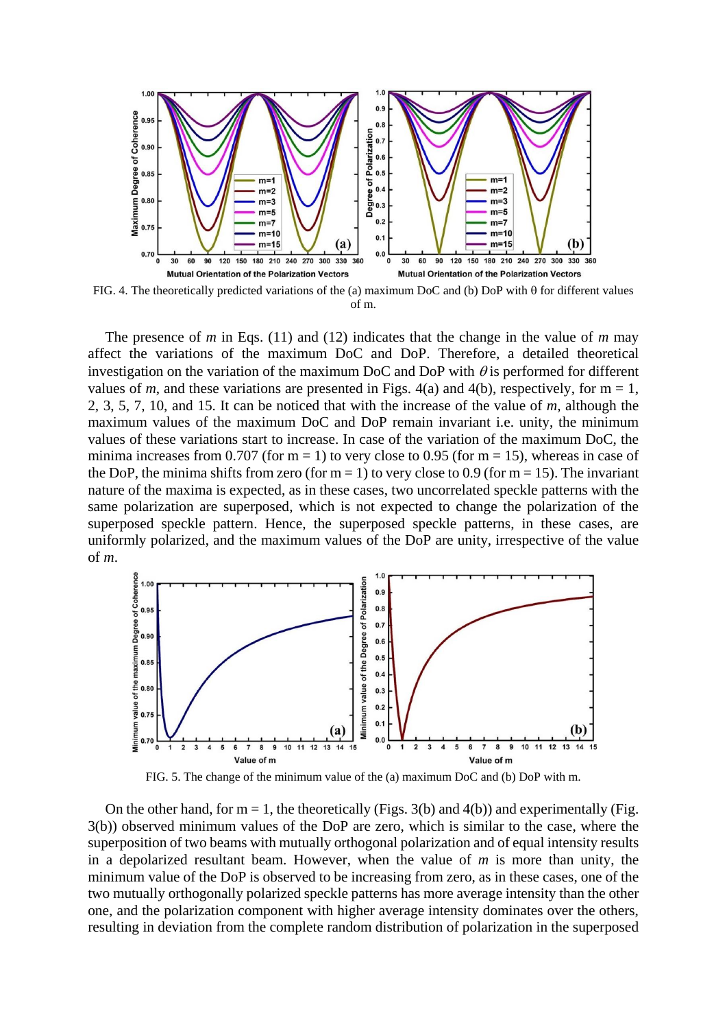FIG. 4. The theoretically predicted variations of the (a) maximum DoC and (b) DoP with θ for different values of m.

The presence of *m* in Eqs. (11) and (12) indicates that the change in the value of *m* may affect the variations of the maximum DoC and DoP. Therefore, a detailed theoretical investigation on the variation of the maximum DoC and DoP with $\theta$ is performed for different values of *m*, and these variations are presented in Figs. 4(a) and 4(b), respectively, for m = 1, 2, 3, 5, 7, 10, and 15. It can be noticed that with the increase of the value of *m*, although the maximum values of the maximum DoC and DoP remain invariant i.e. unity, the minimum values of these variations start to increase. In case of the variation of the maximum DoC, the minima increases from 0.707 (for m = 1) to very close to 0.95 (for m = 15), whereas in case of the DoP, the minima shifts from zero (for m = 1) to very close to 0.9 (for m = 15). The invariant nature of the maxima is expected, as in these cases, two uncorrelated speckle patterns with the same polarization are superposed, which is not expected to change the polarization of the superposed speckle pattern. Hence, the superposed speckle patterns, in these cases, are uniformly polarized, and the maximum values of the DoP are unity, irrespective of the value of *m*.

FIG. 5. The change of the minimum value of the (a) maximum DoC and (b) DoP with m.

On the other hand, for m = 1, the theoretically (Figs. 3(b) and 4(b)) and experimentally (Fig. 3(b)) observed minimum values of the DoP are zero, which is similar to the case, where the superposition of two beams with mutually orthogonal polarization and of equal intensity results in a depolarized resultant beam. However, when the value of *m* is more than unity, the minimum value of the DoP is observed to be increasing from zero, as in these cases, one of the two mutually orthogonally polarized speckle patterns has more average intensity than the other one, and the polarization component with higher average intensity dominates over the others, resulting in deviation from the complete random distribution of polarization in the superposed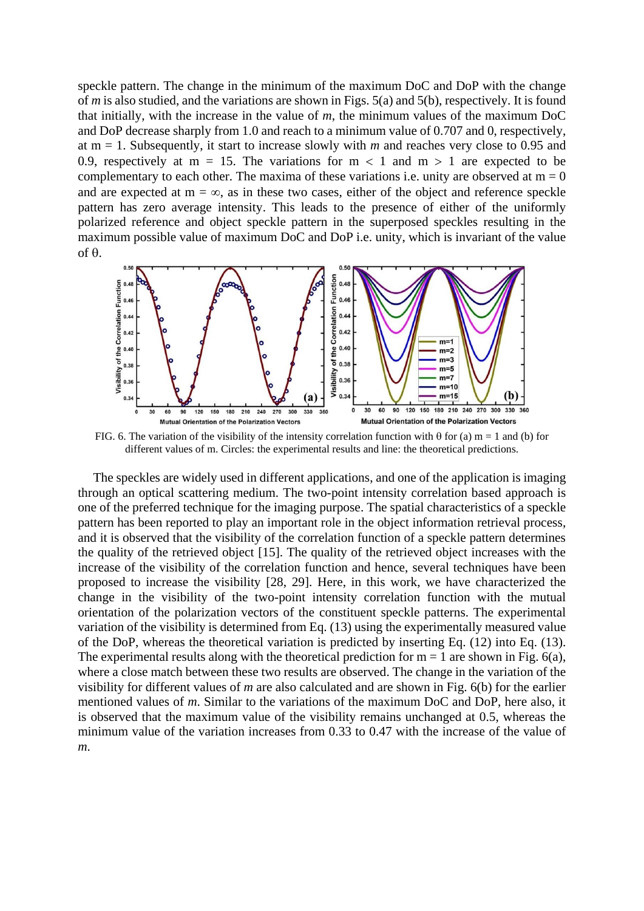speckle pattern. The change in the minimum of the maximum DoC and DoP with the change of *m* is also studied, and the variations are shown in Figs. 5(a) and 5(b), respectively. It is found that initially, with the increase in the value of *m*, the minimum values of the maximum DoC and DoP decrease sharply from 1.0 and reach to a minimum value of 0.707 and 0, respectively, at m = 1. Subsequently, it start to increase slowly with *m* and reaches very close to 0.95 and 0.9, respectively at m = 15. The variations for m < 1 and m > 1 are expected to be complementary to each other. The maxima of these variations i.e. unity are observed at m = 0 and are expected at m = ∞, as in these two cases, either of the object and reference speckle pattern has zero average intensity. This leads to the presence of either of the uniformly polarized reference and object speckle pattern in the superposed speckles resulting in the maximum possible value of maximum DoC and DoP i.e. unity, which is invariant of the value of θ.

FIG. 6. The variation of the visibility of the intensity correlation function with θ for (a) m = 1 and (b) for different values of m. Circles: the experimental results and line: the theoretical predictions.

The speckles are widely used in different applications, and one of the application is imaging through an optical scattering medium. The two-point intensity correlation based approach is one of the preferred technique for the imaging purpose. The spatial characteristics of a speckle pattern has been reported to play an important role in the object information retrieval process, and it is observed that the visibility of the correlation function of a speckle pattern determines the quality of the retrieved object [15]. The quality of the retrieved object increases with the increase of the visibility of the correlation function and hence, several techniques have been proposed to increase the visibility [28, 29]. Here, in this work, we have characterized the change in the visibility of the two-point intensity correlation function with the mutual orientation of the polarization vectors of the constituent speckle patterns. The experimental variation of the visibility is determined from Eq. (13) using the experimentally measured value of the DoP, whereas the theoretical variation is predicted by inserting Eq. (12) into Eq. (13). The experimental results along with the theoretical prediction for m = 1 are shown in Fig. 6(a), where a close match between these two results are observed. The change in the variation of the visibility for different values of *m* are also calculated and are shown in Fig. 6(b) for the earlier mentioned values of *m*. Similar to the variations of the maximum DoC and DoP, here also, it is observed that the maximum value of the visibility remains unchanged at 0.5, whereas the minimum value of the variation increases from 0.33 to 0.47 with the increase of the value of *m*.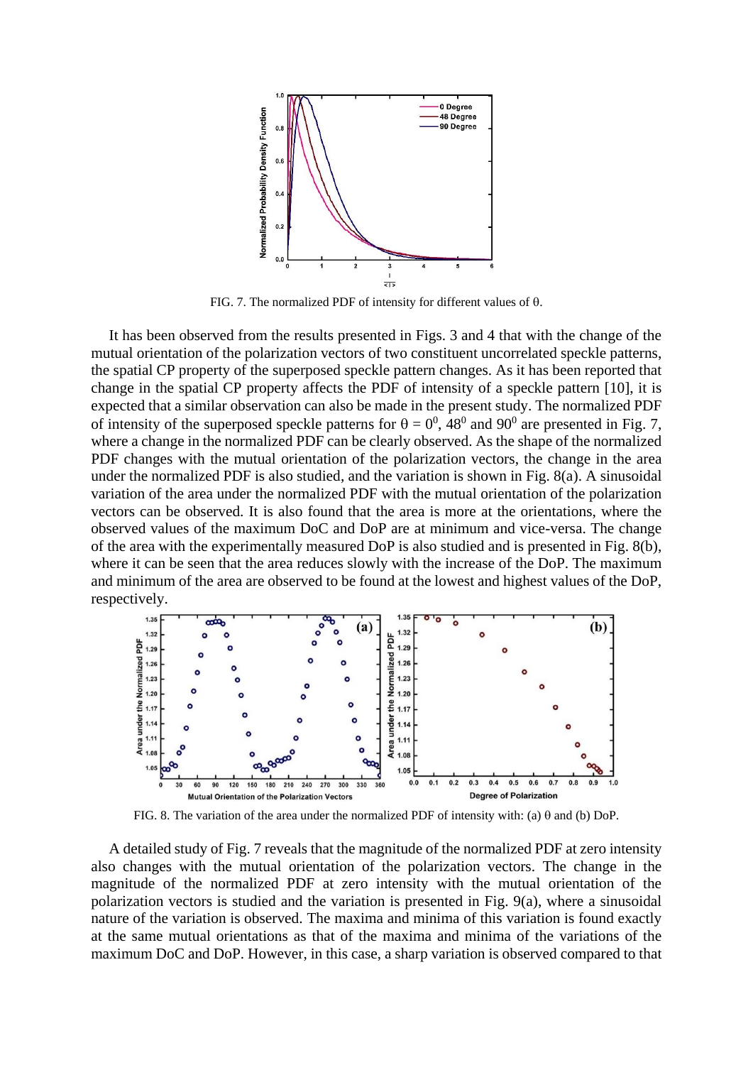FIG. 7. The normalized PDF of intensity for different values of θ.

It has been observed from the results presented in Figs. 3 and 4 that with the change of the mutual orientation of the polarization vectors of two constituent uncorrelated speckle patterns, the spatial CP property of the superposed speckle pattern changes. As it has been reported that change in the spatial CP property affects the PDF of intensity of a speckle pattern [10], it is expected that a similar observation can also be made in the present study. The normalized PDF of intensity of the superposed speckle patterns for $\theta = 0^0$, $48^0$ and $90^0$ are presented in Fig. 7, where a change in the normalized PDF can be clearly observed. As the shape of the normalized PDF changes with the mutual orientation of the polarization vectors, the change in the area under the normalized PDF is also studied, and the variation is shown in Fig. 8(a). A sinusoidal variation of the area under the normalized PDF with the mutual orientation of the polarization vectors can be observed. It is also found that the area is more at the orientations, where the observed values of the maximum DoC and DoP are at minimum and vice-versa. The change of the area with the experimentally measured DoP is also studied and is presented in Fig. 8(b), where it can be seen that the area reduces slowly with the increase of the DoP. The maximum and minimum of the area are observed to be found at the lowest and highest values of the DoP, respectively.

FIG. 8. The variation of the area under the normalized PDF of intensity with: (a) θ and (b) DoP.

A detailed study of Fig. 7 reveals that the magnitude of the normalized PDF at zero intensity also changes with the mutual orientation of the polarization vectors. The change in the magnitude of the normalized PDF at zero intensity with the mutual orientation of the polarization vectors is studied and the variation is presented in Fig. 9(a), where a sinusoidal nature of the variation is observed. The maxima and minima of this variation is found exactly at the same mutual orientations as that of the maxima and minima of the variations of the maximum DoC and DoP. However, in this case, a sharp variation is observed compared to that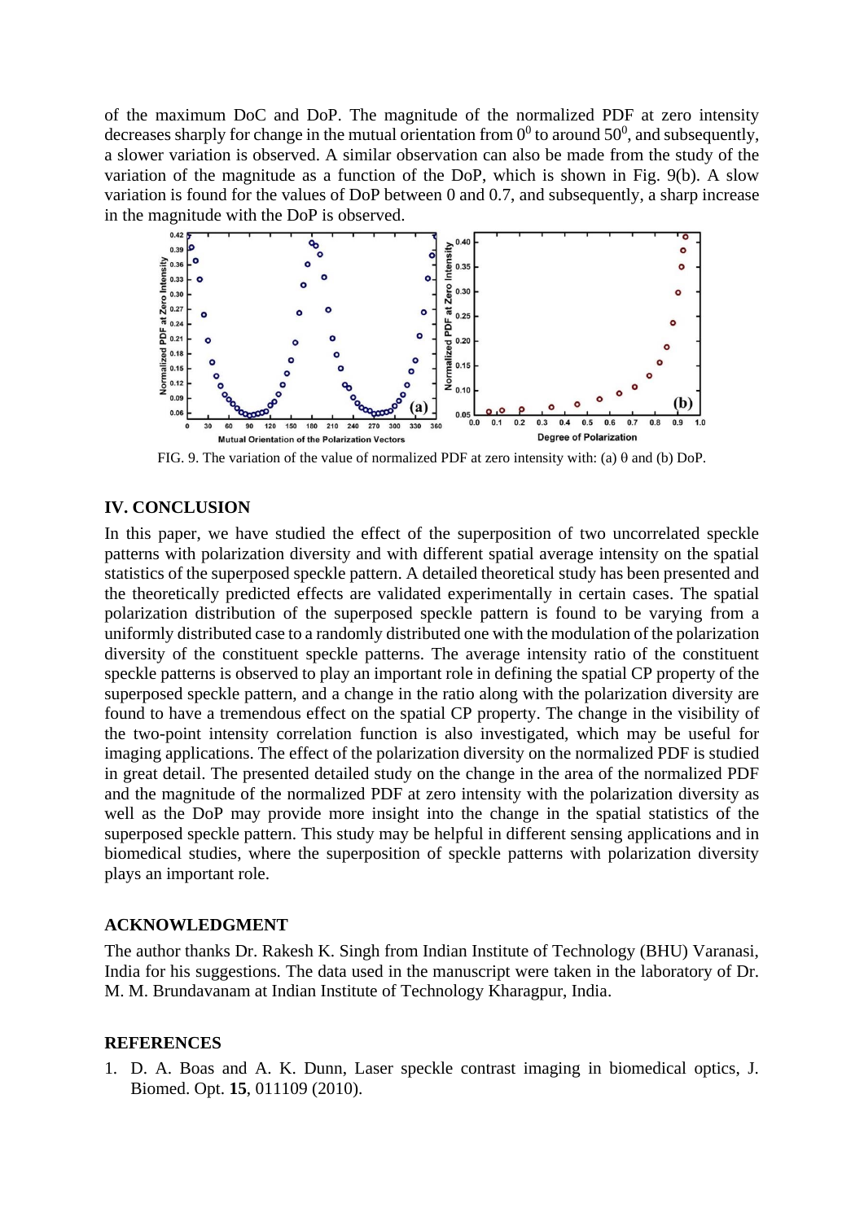of the maximum DoC and DoP. The magnitude of the normalized PDF at zero intensity decreases sharply for change in the mutual orientation from $0^0$ to around $50^0$, and subsequently, a slower variation is observed. A similar observation can also be made from the study of the variation of the magnitude as a function of the DoP, which is shown in Fig. 9(b). A slow variation is found for the values of DoP between 0 and 0.7, and subsequently, a sharp increase in the magnitude with the DoP is observed.

FIG. 9. The variation of the value of normalized PDF at zero intensity with: (a) θ and (b) DoP.

## IV. CONCLUSION

In this paper, we have studied the effect of the superposition of two uncorrelated speckle patterns with polarization diversity and with different spatial average intensity on the spatial statistics of the superposed speckle pattern. A detailed theoretical study has been presented and the theoretically predicted effects are validated experimentally in certain cases. The spatial polarization distribution of the superposed speckle pattern is found to be varying from a uniformly distributed case to a randomly distributed one with the modulation of the polarization diversity of the constituent speckle patterns. The average intensity ratio of the constituent speckle patterns is observed to play an important role in defining the spatial CP property of the superposed speckle pattern, and a change in the ratio along with the polarization diversity are found to have a tremendous effect on the spatial CP property. The change in the visibility of the two-point intensity correlation function is also investigated, which may be useful for imaging applications. The effect of the polarization diversity on the normalized PDF is studied in great detail. The presented detailed study on the change in the area of the normalized PDF and the magnitude of the normalized PDF at zero intensity with the polarization diversity as well as the DoP may provide more insight into the change in the spatial statistics of the superposed speckle pattern. This study may be helpful in different sensing applications and in biomedical studies, where the superposition of speckle patterns with polarization diversity plays an important role.

## ACKNOWLEDGMENT

The author thanks Dr. Rakesh K. Singh from Indian Institute of Technology (BHU) Varanasi, India for his suggestions. The data used in the manuscript were taken in the laboratory of Dr. M. M. Brundavanam at Indian Institute of Technology Kharagpur, India.

## REFERENCES

1. D. A. Boas and A. K. Dunn, Laser speckle contrast imaging in biomedical optics, J. Biomed. Opt. **15**, 011109 (2010).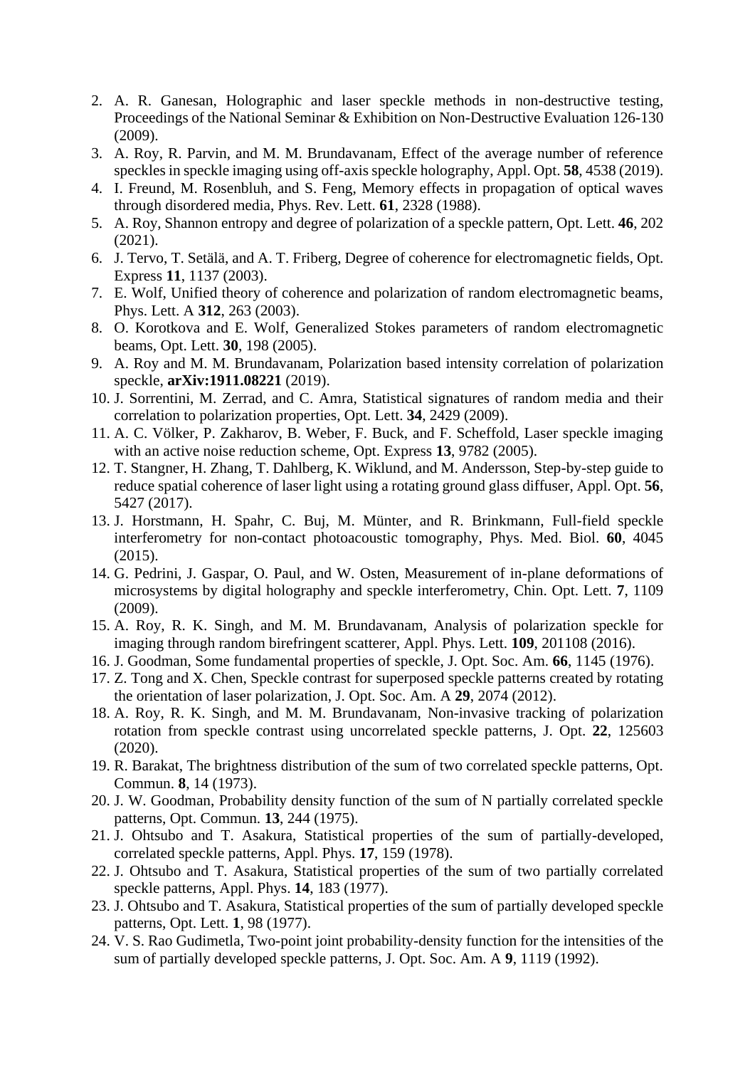2. A. R. Ganesan, Holographic and laser speckle methods in non-destructive testing, Proceedings of the National Seminar & Exhibition on Non-Destructive Evaluation 126-130 (2009).
3. A. Roy, R. Parvin, and M. M. Brundavanam, Effect of the average number of reference speckles in speckle imaging using off-axis speckle holography, Appl. Opt. **58**, 4538 (2019).
4. I. Freund, M. Rosenbluh, and S. Feng, Memory effects in propagation of optical waves through disordered media, Phys. Rev. Lett. **61**, 2328 (1988).
5. A. Roy, Shannon entropy and degree of polarization of a speckle pattern, Opt. Lett. **46**, 202 (2021).
6. J. Tervo, T. Setälä, and A. T. Friberg, Degree of coherence for electromagnetic fields, Opt. Express **11**, 1137 (2003).
7. E. Wolf, Unified theory of coherence and polarization of random electromagnetic beams, Phys. Lett. A **312**, 263 (2003).
8. O. Korotkova and E. Wolf, Generalized Stokes parameters of random electromagnetic beams, Opt. Lett. **30**, 198 (2005).
9. A. Roy and M. M. Brundavanam, Polarization based intensity correlation of polarization speckle, **arXiv:1911.08221** (2019).
10. J. Sorrentini, M. Zerrad, and C. Amra, Statistical signatures of random media and their correlation to polarization properties, Opt. Lett. **34**, 2429 (2009).
11. A. C. Völker, P. Zakharov, B. Weber, F. Buck, and F. Scheffold, Laser speckle imaging with an active noise reduction scheme, Opt. Express **13**, 9782 (2005).
12. T. Stangner, H. Zhang, T. Dahlberg, K. Wiklund, and M. Andersson, Step-by-step guide to reduce spatial coherence of laser light using a rotating ground glass diffuser, Appl. Opt. **56**, 5427 (2017).
13. J. Horstmann, H. Spahr, C. Buj, M. Münter, and R. Brinkmann, Full-field speckle interferometry for non-contact photoacoustic tomography, Phys. Med. Biol. **60**, 4045 (2015).
14. G. Pedrini, J. Gaspar, O. Paul, and W. Osten, Measurement of in-plane deformations of microsystems by digital holography and speckle interferometry, Chin. Opt. Lett. **7**, 1109 (2009).
15. A. Roy, R. K. Singh, and M. M. Brundavanam, Analysis of polarization speckle for imaging through random birefringent scatterer, Appl. Phys. Lett. **109**, 201108 (2016).
16. J. Goodman, Some fundamental properties of speckle, J. Opt. Soc. Am. **66**, 1145 (1976).
17. Z. Tong and X. Chen, Speckle contrast for superposed speckle patterns created by rotating the orientation of laser polarization, J. Opt. Soc. Am. A **29**, 2074 (2012).
18. A. Roy, R. K. Singh, and M. M. Brundavanam, Non-invasive tracking of polarization rotation from speckle contrast using uncorrelated speckle patterns, J. Opt. **22**, 125603 (2020).
19. R. Barakat, The brightness distribution of the sum of two correlated speckle patterns, Opt. Commun. **8**, 14 (1973).
20. J. W. Goodman, Probability density function of the sum of N partially correlated speckle patterns, Opt. Commun. **13**, 244 (1975).
21. J. Ohtsubo and T. Asakura, Statistical properties of the sum of partially-developed, correlated speckle patterns, Appl. Phys. **17**, 159 (1978).
22. J. Ohtsubo and T. Asakura, Statistical properties of the sum of two partially correlated speckle patterns, Appl. Phys. **14**, 183 (1977).
23. J. Ohtsubo and T. Asakura, Statistical properties of the sum of partially developed speckle patterns, Opt. Lett. **1**, 98 (1977).
24. V. S. Rao Gudimetla, Two-point joint probability-density function for the intensities of the sum of partially developed speckle patterns, J. Opt. Soc. Am. A **9**, 1119 (1992).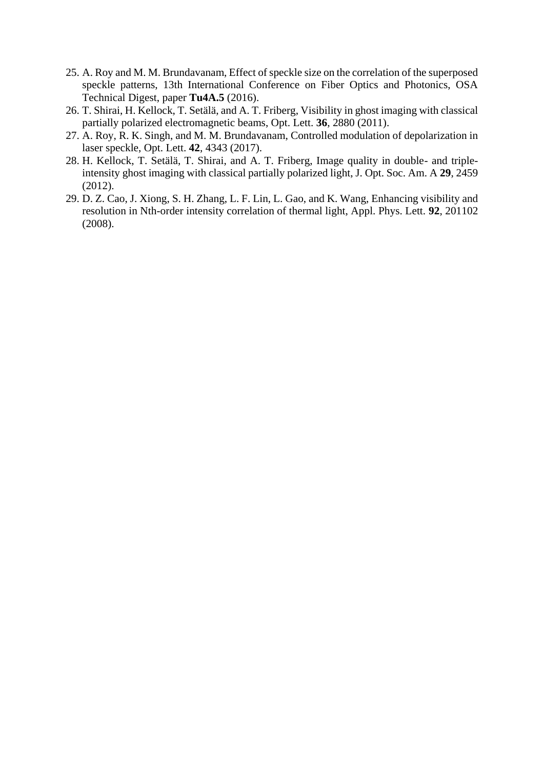25. A. Roy and M. M. Brundavanam, Effect of speckle size on the correlation of the superposed speckle patterns, 13th International Conference on Fiber Optics and Photonics, OSA Technical Digest, paper **Tu4A.5** (2016).
26. T. Shirai, H. Kellock, T. Setälä, and A. T. Friberg, Visibility in ghost imaging with classical partially polarized electromagnetic beams, Opt. Lett. **36**, 2880 (2011).
27. A. Roy, R. K. Singh, and M. M. Brundavanam, Controlled modulation of depolarization in laser speckle, Opt. Lett. **42**, 4343 (2017).
28. H. Kellock, T. Setälä, T. Shirai, and A. T. Friberg, Image quality in double- and triple-intensity ghost imaging with classical partially polarized light, J. Opt. Soc. Am. A **29**, 2459 (2012).
29. D. Z. Cao, J. Xiong, S. H. Zhang, L. F. Lin, L. Gao, and K. Wang, Enhancing visibility and resolution in Nth-order intensity correlation of thermal light, Appl. Phys. Lett. **92**, 201102 (2008).